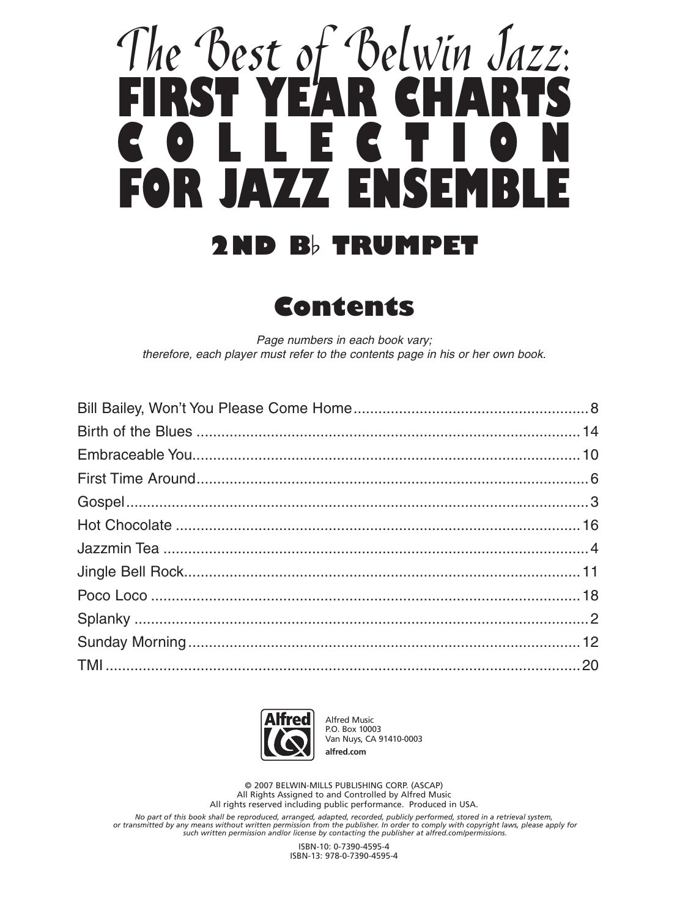# The Best of Belwin Jazz: FIRST YEAR CHARTS COLLECTION FOR JAZZ ENSEMBLE

## 2ND B♭ TRUMPET

## Contents

*Page numbers in each book vary; therefore, each player must refer to the contents page in his or her own book.*

Bill Bailey, Won't You Please Come Home .......... 8
Birth of the Blues .......... 14
Embraceable You .......... 10
First Time Around .......... 6
Gospel .......... 3
Hot Chocolate .......... 16
Jazzmin Tea .......... 4
Jingle Bell Rock .......... 11
Poco Loco .......... 18
Splanky .......... 2
Sunday Morning .......... 12
TMI .......... 20

Alfred Music
P.O. Box 10003
Van Nuys, CA 91410-0003
**alfred.com**

© 2007 BELWIN-MILLS PUBLISHING CORP. (ASCAP)
All Rights Assigned to and Controlled by Alfred Music
All rights reserved including public performance. Produced in USA.

*No part of this book shall be reproduced, arranged, adapted, recorded, publicly performed, stored in a retrieval system, or transmitted by any means without written permission from the publisher. In order to comply with copyright laws, please apply for such written permission and/or license by contacting the publisher at alfred.com/permissions.*

ISBN-10: 0-7390-4595-4
ISBN-13: 978-0-7390-4595-4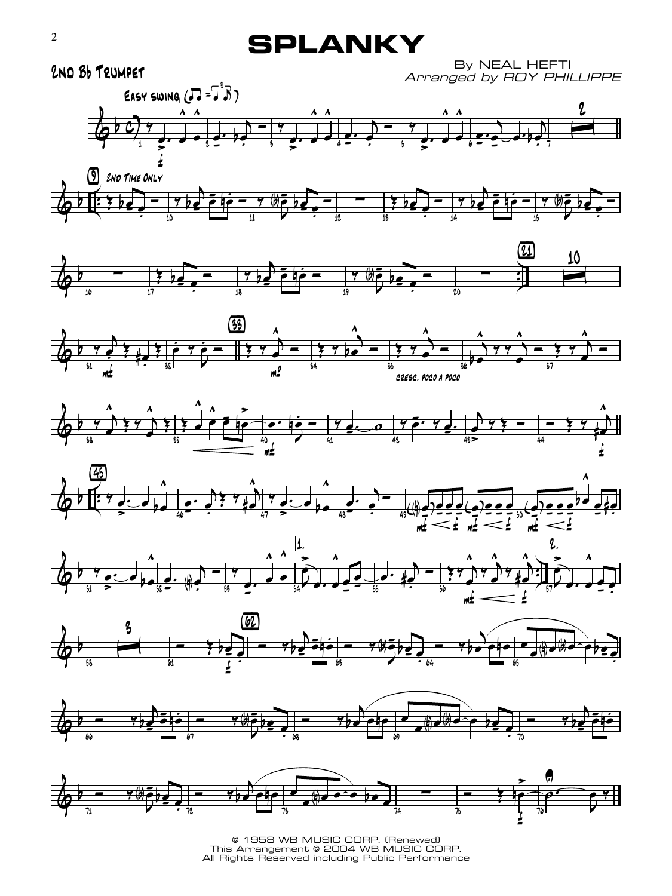# SPLANKY

2nd B♭ Trumpet

By NEAL HEFTI

*Arranged by ROY PHILLIPPE*

© 1958 WB MUSIC CORP. (Renewed)
This Arrangement © 2004 WB MUSIC CORP.
All Rights Reserved including Public Performance